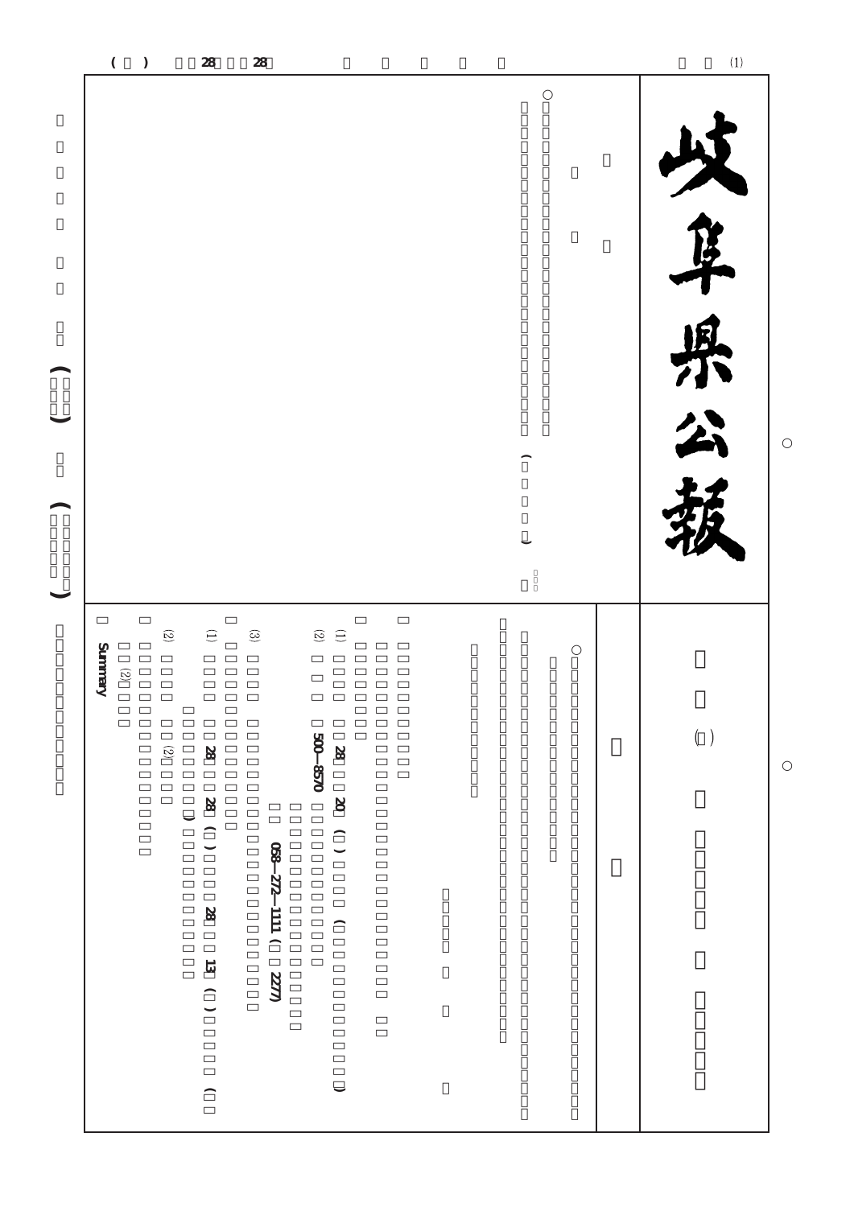# 岐阜県公報

(1) 28 20

(2) 〒500—8570

058—272—1111 (2277)

(3)

(1) 28 28 28 13

(2) (2)

(2)

Summary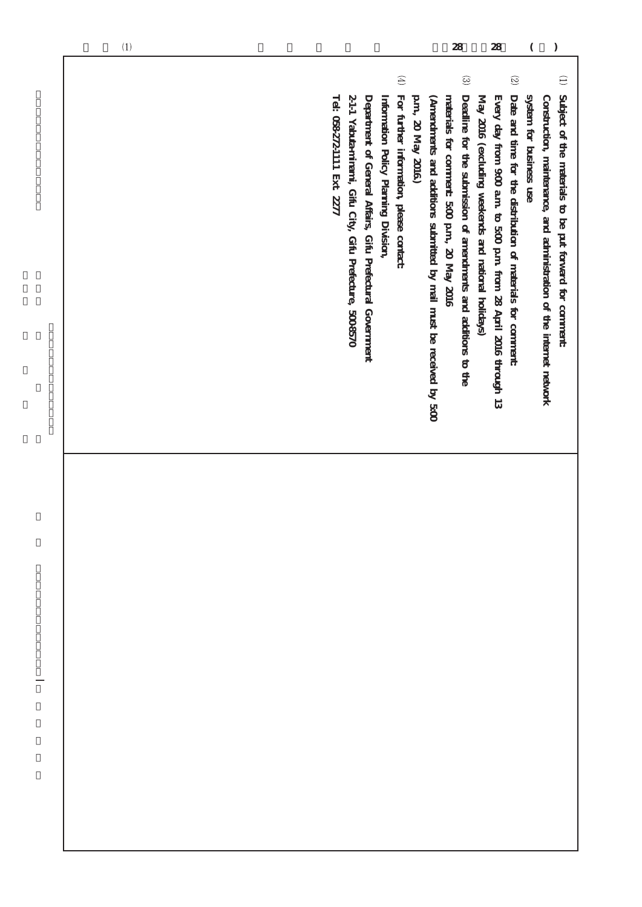(1) Subject of the materials to be put forward for comment

Construction, maintenance, and administration of the internet network system for business use

(2) Date and time for the distribution of materials for comment

Every day from 9:00 a.m. to 5:00 p.m. from 28 April 2016 through 13 May 2016 (excluding weekends and national holidays)

(3) Deadline for the submission of amendments and additions to the materials for comment: 5:00 p.m., 20 May 2016

(Amendments and additions submitted by mail must be received by 5:00 p.m., 20 May 2016.)

(4) For further information, please contact:

Information Policy Planning Division,
Department of General Affairs, Gifu Prefectural Government
2-1-1 Yabuta-minami, Gifu City, Gifu Prefecture, 500-8570
Tel: 058-272-1111 Ext. 2277